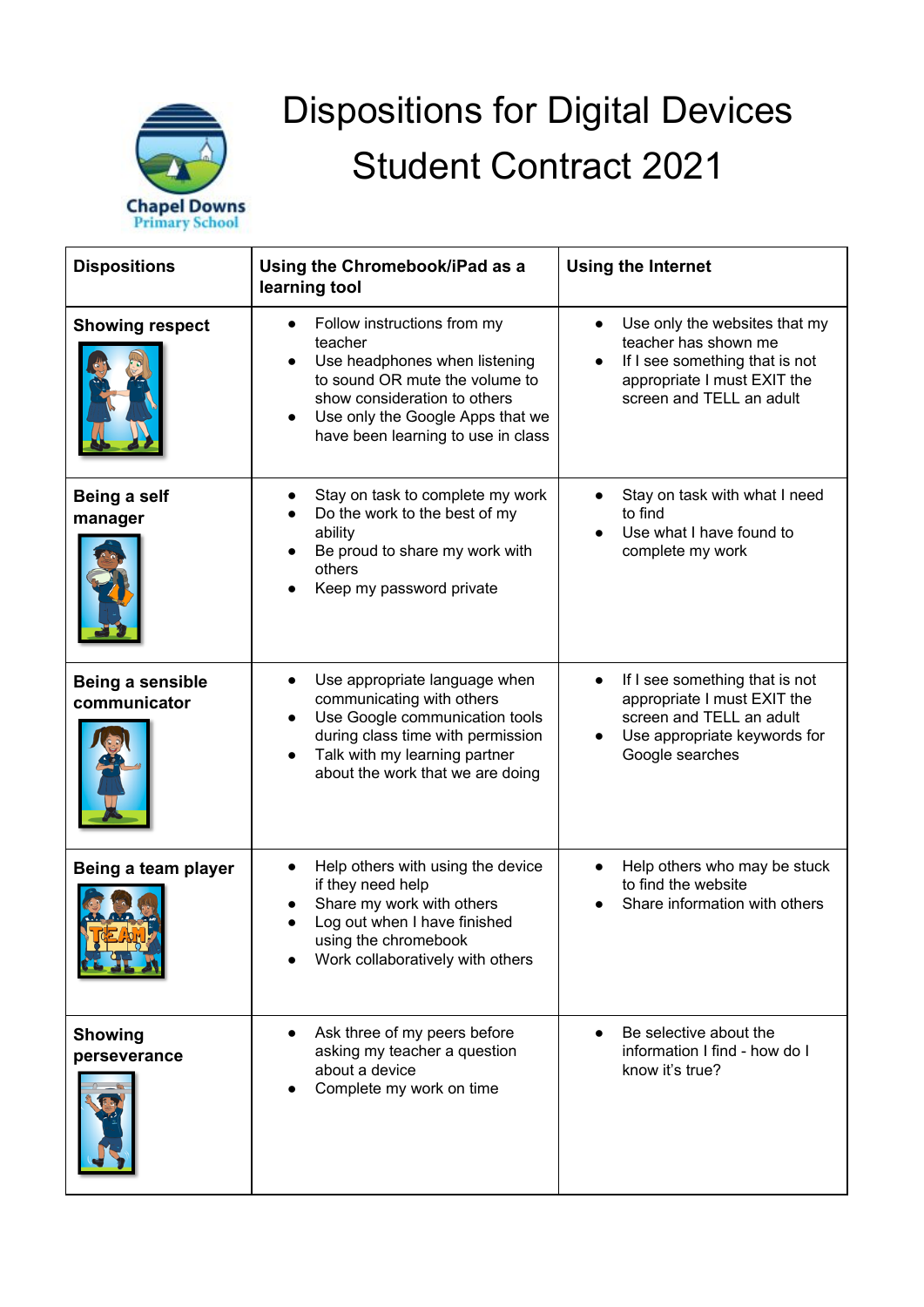Chapel Downs Primary School

# Dispositions for Digital Devices Student Contract 2021

| Dispositions | Using the Chromebook/iPad as a learning tool | Using the Internet |
|---|---|---|
| **Showing respect** | • Follow instructions from my teacher<br>• Use headphones when listening to sound OR mute the volume to show consideration to others<br>• Use only the Google Apps that we have been learning to use in class | • Use only the websites that my teacher has shown me<br>• If I see something that is not appropriate I must EXIT the screen and TELL an adult |
| **Being a self manager** | • Stay on task to complete my work<br>• Do the work to the best of my ability<br>• Be proud to share my work with others<br>• Keep my password private | • Stay on task with what I need to find<br>• Use what I have found to complete my work |
| **Being a sensible communicator** | • Use appropriate language when communicating with others<br>• Use Google communication tools during class time with permission<br>• Talk with my learning partner about the work that we are doing | • If I see something that is not appropriate I must EXIT the screen and TELL an adult<br>• Use appropriate keywords for Google searches |
| **Being a team player** | • Help others with using the device if they need help<br>• Share my work with others<br>• Log out when I have finished using the chromebook<br>• Work collaboratively with others | • Help others who may be stuck to find the website<br>• Share information with others |
| **Showing perseverance** | • Ask three of my peers before asking my teacher a question about a device<br>• Complete my work on time | • Be selective about the information I find - how do I know it's true? |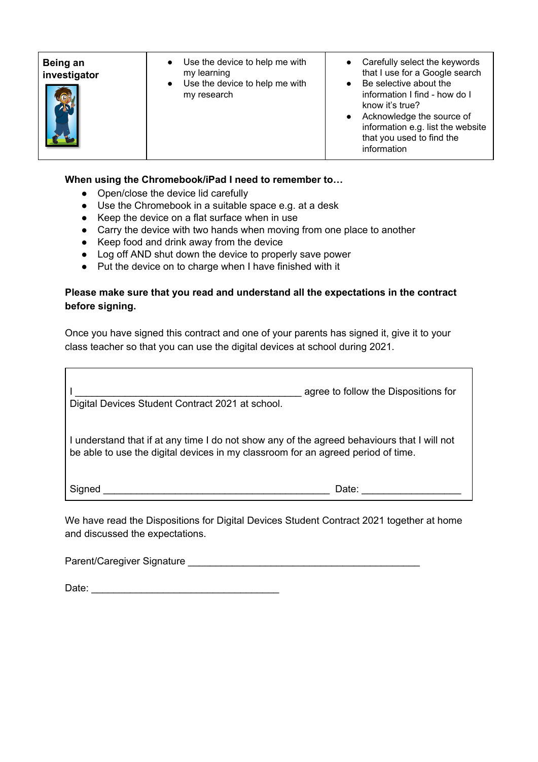| | | |
|---|---|---|
| **Being an investigator** | • Use the device to help me with my learning<br>• Use the device to help me with my research | • Carefully select the keywords that I use for a Google search<br>• Be selective about the information I find - how do I know it's true?<br>• Acknowledge the source of information e.g. list the website that you used to find the information |

**When using the Chromebook/iPad I need to remember to…**

- Open/close the device lid carefully
- Use the Chromebook in a suitable space e.g. at a desk
- Keep the device on a flat surface when in use
- Carry the device with two hands when moving from one place to another
- Keep food and drink away from the device
- Log off AND shut down the device to properly save power
- Put the device on to charge when I have finished with it

**Please make sure that you read and understand all the expectations in the contract before signing.**

Once you have signed this contract and one of your parents has signed it, give it to your class teacher so that you can use the digital devices at school during 2021.

I ___________________________________________ agree to follow the Dispositions for Digital Devices Student Contract 2021 at school.

I understand that if at any time I do not show any of the agreed behaviours that I will not be able to use the digital devices in my classroom for an agreed period of time.

Signed ___________________________________________ Date: ___________________

We have read the Dispositions for Digital Devices Student Contract 2021 together at home and discussed the expectations.

Parent/Caregiver Signature ___________________________________________

Date: ___________________________________